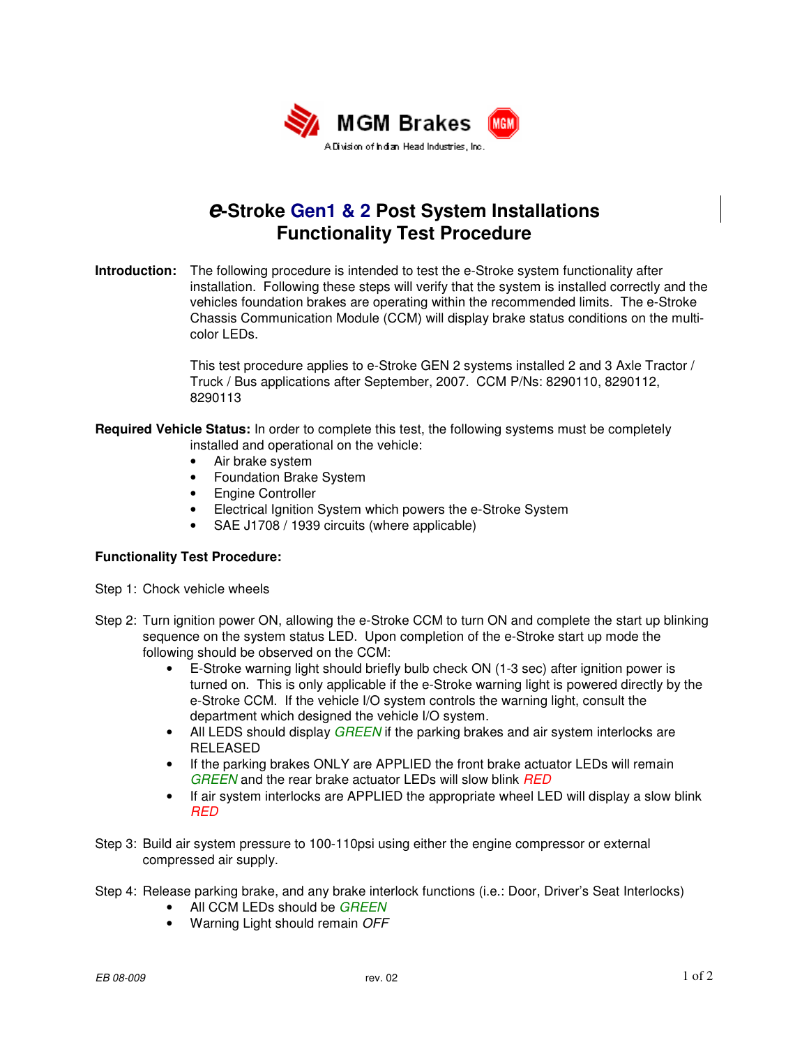MGM Brakes

A Division of Indian Head Industries, Inc.

# *e*-Stroke Gen1 & 2 Post System Installations Functionality Test Procedure

**Introduction:** The following procedure is intended to test the e-Stroke system functionality after installation. Following these steps will verify that the system is installed correctly and the vehicles foundation brakes are operating within the recommended limits. The e-Stroke Chassis Communication Module (CCM) will display brake status conditions on the multi-color LEDs.

This test procedure applies to e-Stroke GEN 2 systems installed 2 and 3 Axle Tractor / Truck / Bus applications after September, 2007. CCM P/Ns: 8290110, 8290112, 8290113

**Required Vehicle Status:** In order to complete this test, the following systems must be completely installed and operational on the vehicle:

- Air brake system
- Foundation Brake System
- Engine Controller
- Electrical Ignition System which powers the e-Stroke System
- SAE J1708 / 1939 circuits (where applicable)

**Functionality Test Procedure:**

Step 1: Chock vehicle wheels

Step 2: Turn ignition power ON, allowing the e-Stroke CCM to turn ON and complete the start up blinking sequence on the system status LED. Upon completion of the e-Stroke start up mode the following should be observed on the CCM:

- E-Stroke warning light should briefly bulb check ON (1-3 sec) after ignition power is turned on. This is only applicable if the e-Stroke warning light is powered directly by the e-Stroke CCM. If the vehicle I/O system controls the warning light, consult the department which designed the vehicle I/O system.
- All LEDS should display *GREEN* if the parking brakes and air system interlocks are RELEASED
- If the parking brakes ONLY are APPLIED the front brake actuator LEDs will remain *GREEN* and the rear brake actuator LEDs will slow blink *RED*
- If air system interlocks are APPLIED the appropriate wheel LED will display a slow blink *RED*

Step 3: Build air system pressure to 100-110psi using either the engine compressor or external compressed air supply.

Step 4: Release parking brake, and any brake interlock functions (i.e.: Door, Driver's Seat Interlocks)

- All CCM LEDs should be *GREEN*
- Warning Light should remain *OFF*

EB 08-009 rev. 02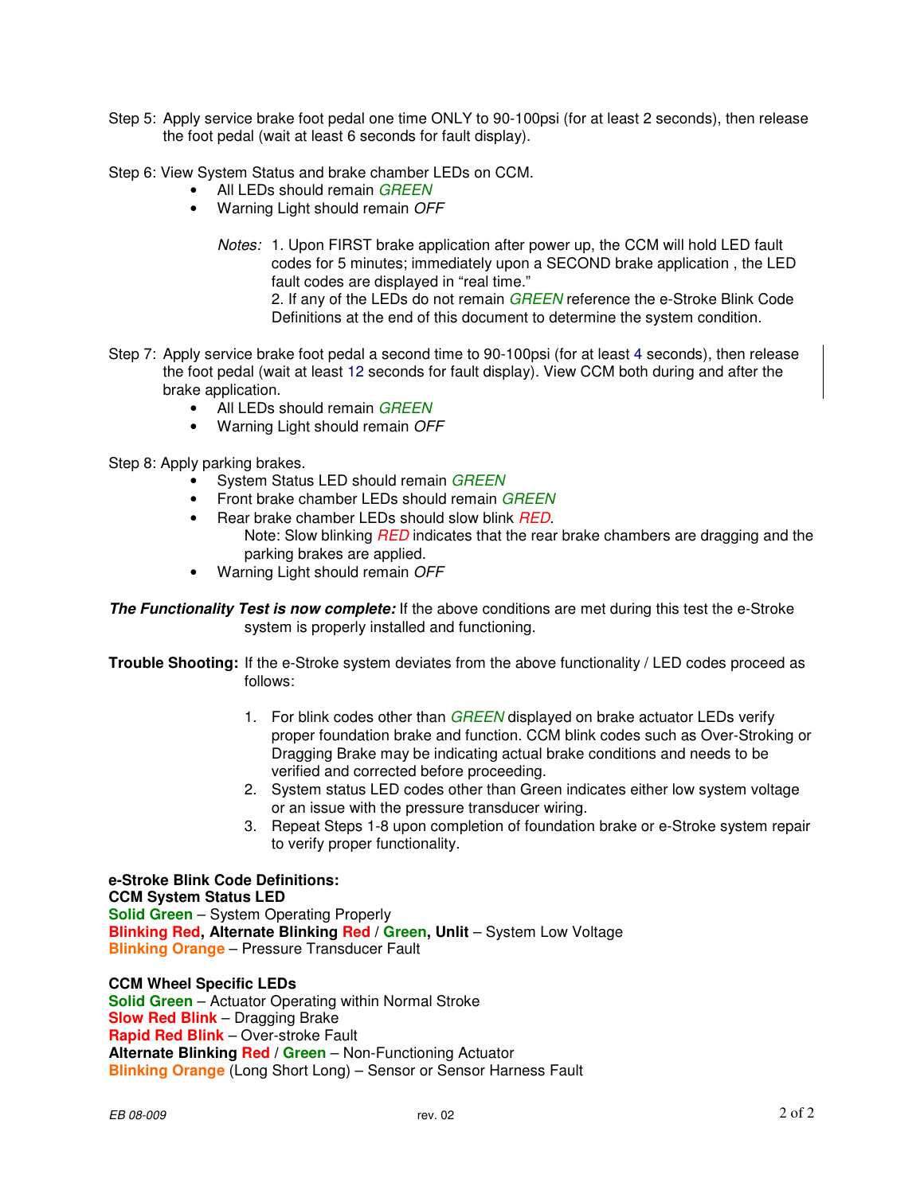Step 5: Apply service brake foot pedal one time ONLY to 90-100psi (for at least 2 seconds), then release the foot pedal (wait at least 6 seconds for fault display).

Step 6: View System Status and brake chamber LEDs on CCM.

- All LEDs should remain *GREEN*
- Warning Light should remain *OFF*

*Notes:* 1. Upon FIRST brake application after power up, the CCM will hold LED fault codes for 5 minutes; immediately upon a SECOND brake application , the LED fault codes are displayed in "real time."
2. If any of the LEDs do not remain *GREEN* reference the e-Stroke Blink Code Definitions at the end of this document to determine the system condition.

Step 7: Apply service brake foot pedal a second time to 90-100psi (for at least 4 seconds), then release the foot pedal (wait at least 12 seconds for fault display). View CCM both during and after the brake application.

- All LEDs should remain *GREEN*
- Warning Light should remain *OFF*

Step 8: Apply parking brakes.

- System Status LED should remain *GREEN*
- Front brake chamber LEDs should remain *GREEN*
- Rear brake chamber LEDs should slow blink *RED*.
  Note: Slow blinking *RED* indicates that the rear brake chambers are dragging and the parking brakes are applied.
- Warning Light should remain *OFF*

***The Functionality Test is now complete:*** If the above conditions are met during this test the e-Stroke system is properly installed and functioning.

**Trouble Shooting:** If the e-Stroke system deviates from the above functionality / LED codes proceed as follows:

1. For blink codes other than *GREEN* displayed on brake actuator LEDs verify proper foundation brake and function. CCM blink codes such as Over-Stroking or Dragging Brake may be indicating actual brake conditions and needs to be verified and corrected before proceeding.
2. System status LED codes other than Green indicates either low system voltage or an issue with the pressure transducer wiring.
3. Repeat Steps 1-8 upon completion of foundation brake or e-Stroke system repair to verify proper functionality.

**e-Stroke Blink Code Definitions:**
**CCM System Status LED**
**Solid Green** – System Operating Properly
**Blinking Red, Alternate Blinking Red / Green, Unlit** – System Low Voltage
**Blinking Orange** – Pressure Transducer Fault

**CCM Wheel Specific LEDs**
**Solid Green** – Actuator Operating within Normal Stroke
**Slow Red Blink** – Dragging Brake
**Rapid Red Blink** – Over-stroke Fault
**Alternate Blinking Red / Green** – Non-Functioning Actuator
**Blinking Orange** (Long Short Long) – Sensor or Sensor Harness Fault

EB 08-009 rev. 02